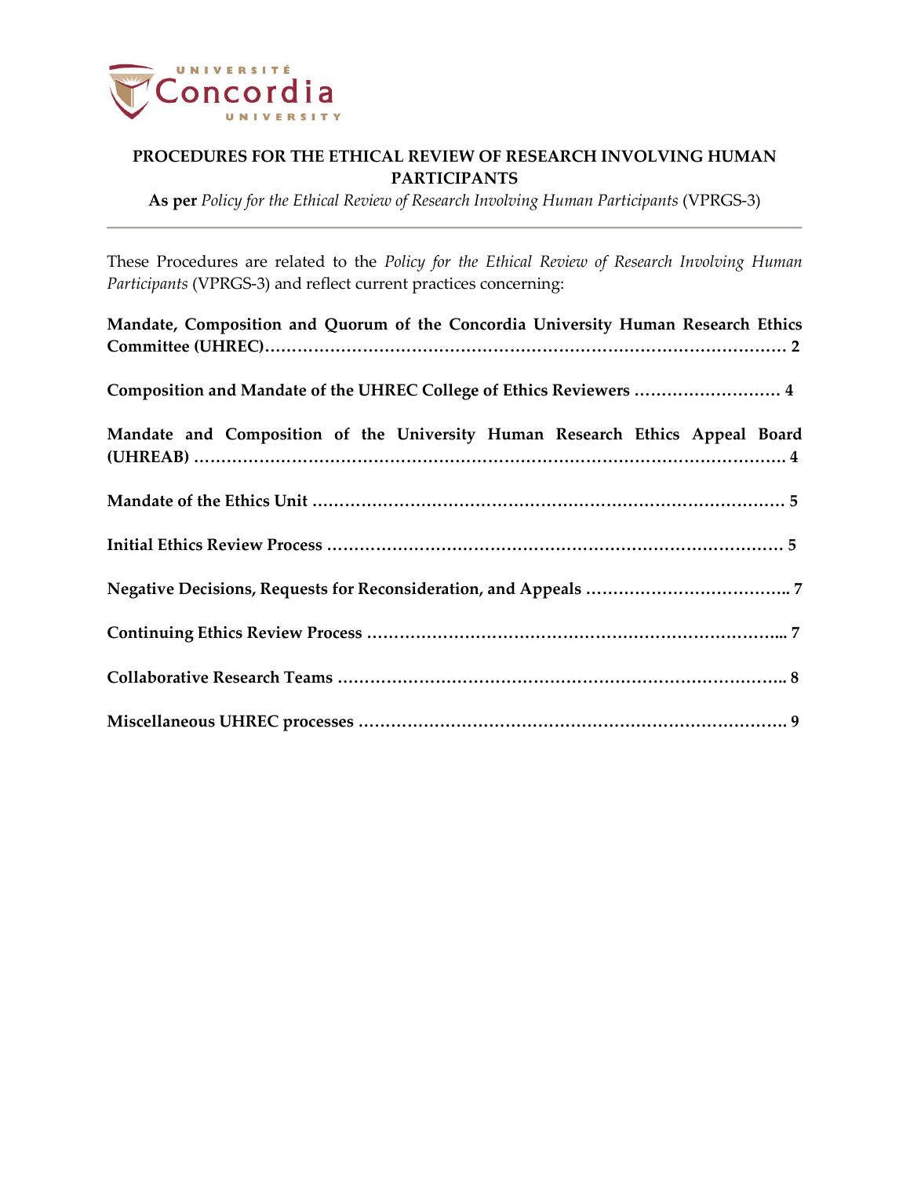# PROCEDURES FOR THE ETHICAL REVIEW OF RESEARCH INVOLVING HUMAN PARTICIPANTS

**As per** *Policy for the Ethical Review of Research Involving Human Participants* (VPRGS-3)

---

These Procedures are related to the *Policy for the Ethical Review of Research Involving Human Participants* (VPRGS-3) and reflect current practices concerning:

**Mandate, Composition and Quorum of the Concordia University Human Research Ethics Committee (UHREC)………………………………………………………………………………… 2**

**Composition and Mandate of the UHREC College of Ethics Reviewers ……………………… 4**

**Mandate and Composition of the University Human Research Ethics Appeal Board (UHREAB) ……………………………………………………………………………………………… 4**

**Mandate of the Ethics Unit ……………………………………………………………………………… 5**

**Initial Ethics Review Process …………………………………………………………………………… 5**

**Negative Decisions, Requests for Reconsideration, and Appeals ……………………………….. 7**

**Continuing Ethics Review Process ……………………………………………………………………... 7**

**Collaborative Research Teams ………………………………………………………………………….. 8**

**Miscellaneous UHREC processes ……………………………………………………………………… 9**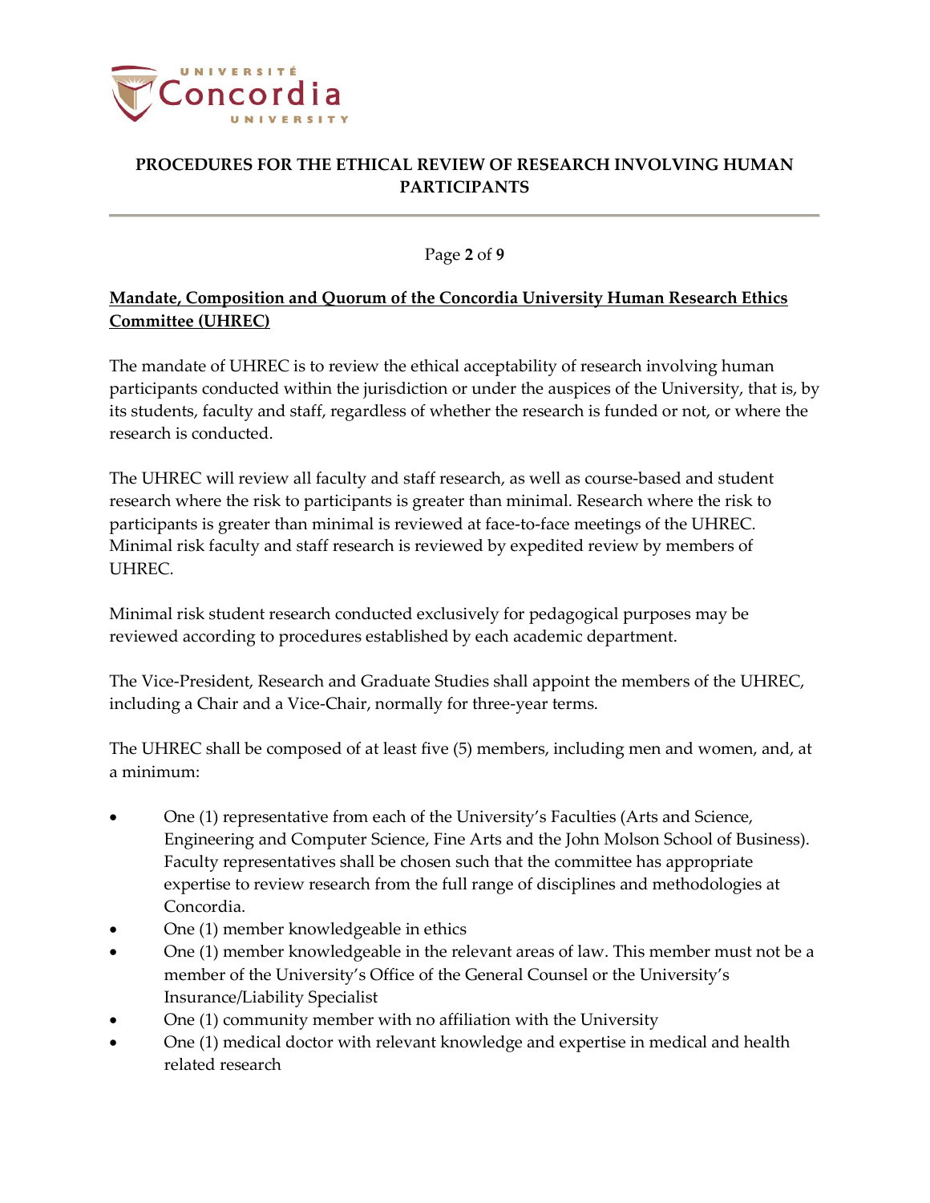**Mandate, Composition and Quorum of the Concordia University Human Research Ethics Committee (UHREC)**

The mandate of UHREC is to review the ethical acceptability of research involving human participants conducted within the jurisdiction or under the auspices of the University, that is, by its students, faculty and staff, regardless of whether the research is funded or not, or where the research is conducted.

The UHREC will review all faculty and staff research, as well as course-based and student research where the risk to participants is greater than minimal. Research where the risk to participants is greater than minimal is reviewed at face-to-face meetings of the UHREC. Minimal risk faculty and staff research is reviewed by expedited review by members of UHREC.

Minimal risk student research conducted exclusively for pedagogical purposes may be reviewed according to procedures established by each academic department.

The Vice-President, Research and Graduate Studies shall appoint the members of the UHREC, including a Chair and a Vice-Chair, normally for three-year terms.

The UHREC shall be composed of at least five (5) members, including men and women, and, at a minimum:

- One (1) representative from each of the University's Faculties (Arts and Science, Engineering and Computer Science, Fine Arts and the John Molson School of Business). Faculty representatives shall be chosen such that the committee has appropriate expertise to review research from the full range of disciplines and methodologies at Concordia.
- One (1) member knowledgeable in ethics
- One (1) member knowledgeable in the relevant areas of law. This member must not be a member of the University's Office of the General Counsel or the University's Insurance/Liability Specialist
- One (1) community member with no affiliation with the University
- One (1) medical doctor with relevant knowledge and expertise in medical and health related research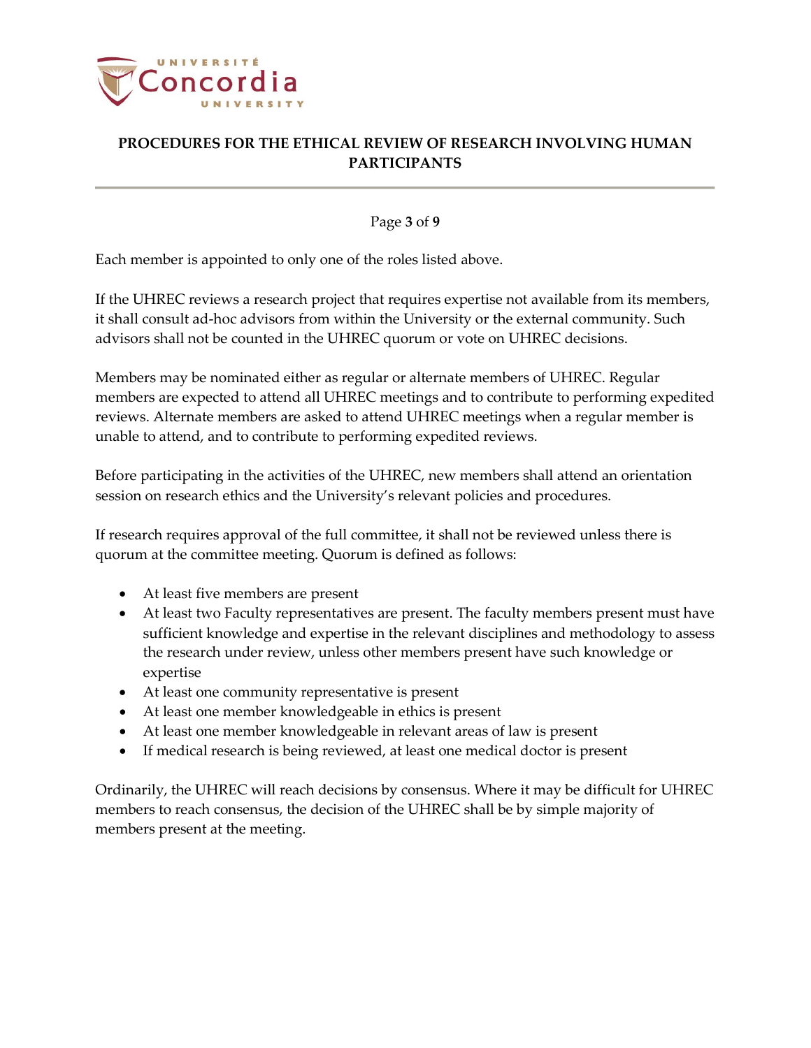Each member is appointed to only one of the roles listed above.

If the UHREC reviews a research project that requires expertise not available from its members, it shall consult ad-hoc advisors from within the University or the external community. Such advisors shall not be counted in the UHREC quorum or vote on UHREC decisions.

Members may be nominated either as regular or alternate members of UHREC. Regular members are expected to attend all UHREC meetings and to contribute to performing expedited reviews. Alternate members are asked to attend UHREC meetings when a regular member is unable to attend, and to contribute to performing expedited reviews.

Before participating in the activities of the UHREC, new members shall attend an orientation session on research ethics and the University's relevant policies and procedures.

If research requires approval of the full committee, it shall not be reviewed unless there is quorum at the committee meeting. Quorum is defined as follows:

- At least five members are present
- At least two Faculty representatives are present. The faculty members present must have sufficient knowledge and expertise in the relevant disciplines and methodology to assess the research under review, unless other members present have such knowledge or expertise
- At least one community representative is present
- At least one member knowledgeable in ethics is present
- At least one member knowledgeable in relevant areas of law is present
- If medical research is being reviewed, at least one medical doctor is present

Ordinarily, the UHREC will reach decisions by consensus. Where it may be difficult for UHREC members to reach consensus, the decision of the UHREC shall be by simple majority of members present at the meeting.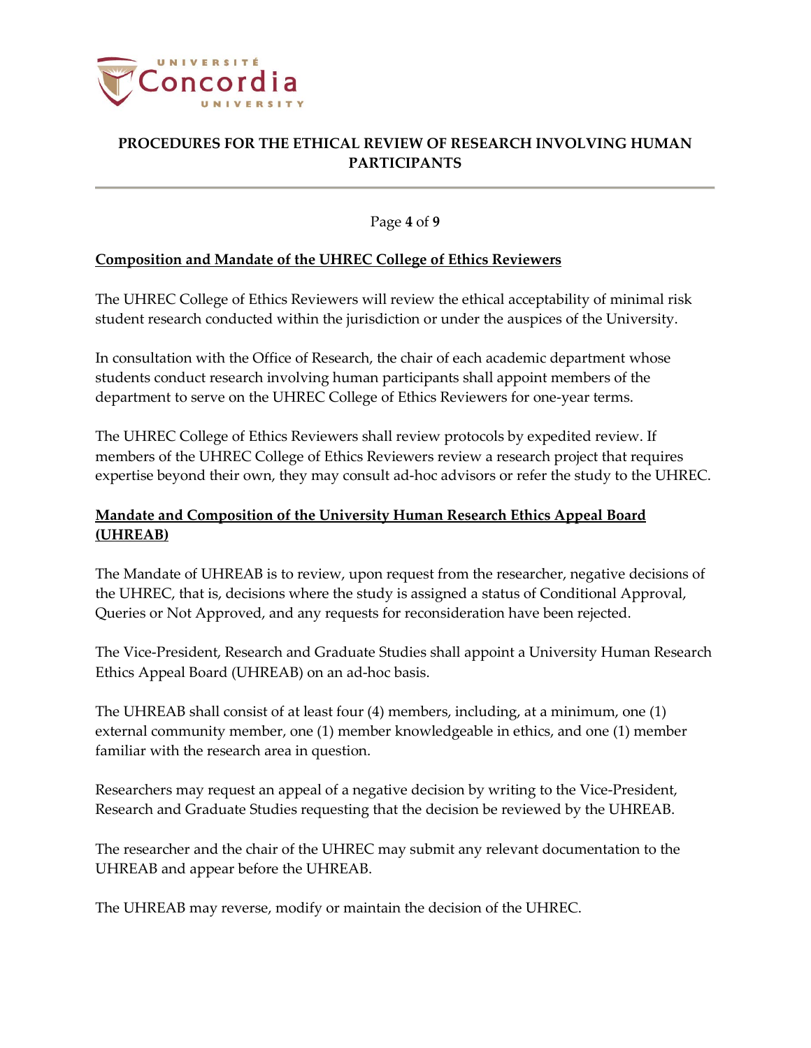## Composition and Mandate of the UHREC College of Ethics Reviewers

The UHREC College of Ethics Reviewers will review the ethical acceptability of minimal risk student research conducted within the jurisdiction or under the auspices of the University.

In consultation with the Office of Research, the chair of each academic department whose students conduct research involving human participants shall appoint members of the department to serve on the UHREC College of Ethics Reviewers for one-year terms.

The UHREC College of Ethics Reviewers shall review protocols by expedited review. If members of the UHREC College of Ethics Reviewers review a research project that requires expertise beyond their own, they may consult ad-hoc advisors or refer the study to the UHREC.

## Mandate and Composition of the University Human Research Ethics Appeal Board (UHREAB)

The Mandate of UHREAB is to review, upon request from the researcher, negative decisions of the UHREC, that is, decisions where the study is assigned a status of Conditional Approval, Queries or Not Approved, and any requests for reconsideration have been rejected.

The Vice-President, Research and Graduate Studies shall appoint a University Human Research Ethics Appeal Board (UHREAB) on an ad-hoc basis.

The UHREAB shall consist of at least four (4) members, including, at a minimum, one (1) external community member, one (1) member knowledgeable in ethics, and one (1) member familiar with the research area in question.

Researchers may request an appeal of a negative decision by writing to the Vice-President, Research and Graduate Studies requesting that the decision be reviewed by the UHREAB.

The researcher and the chair of the UHREC may submit any relevant documentation to the UHREAB and appear before the UHREAB.

The UHREAB may reverse, modify or maintain the decision of the UHREC.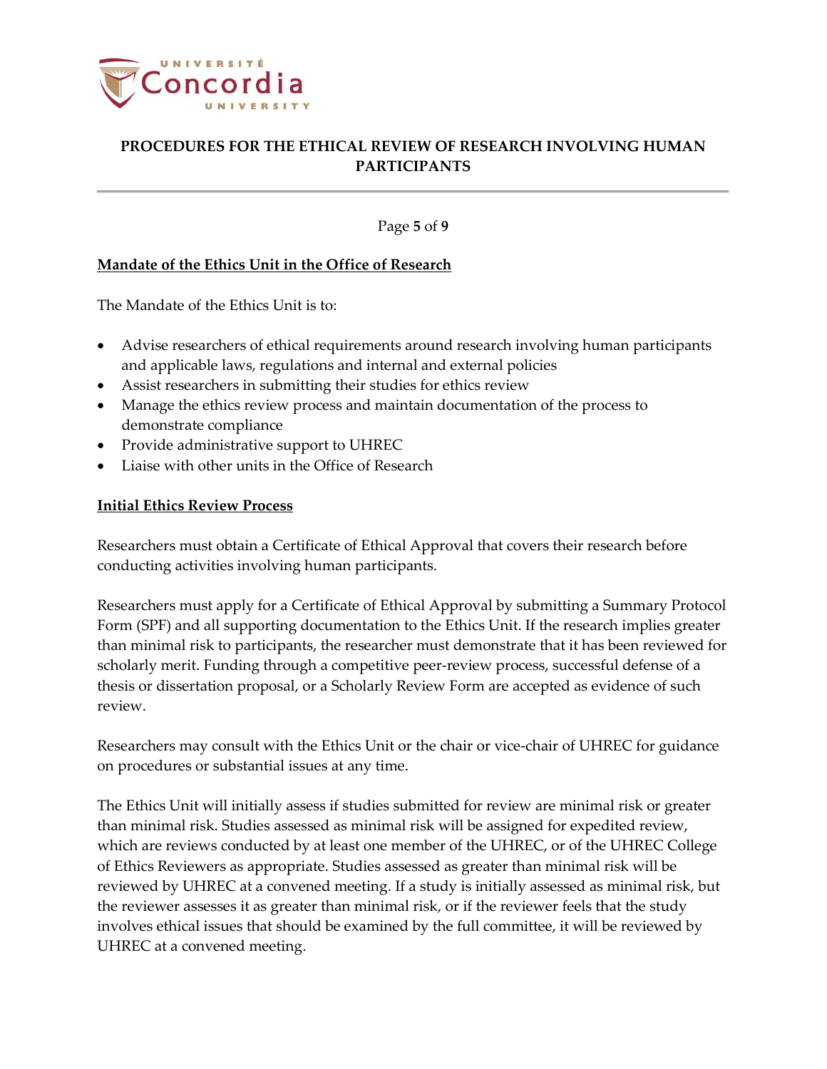## Mandate of the Ethics Unit in the Office of Research

The Mandate of the Ethics Unit is to:

- Advise researchers of ethical requirements around research involving human participants and applicable laws, regulations and internal and external policies
- Assist researchers in submitting their studies for ethics review
- Manage the ethics review process and maintain documentation of the process to demonstrate compliance
- Provide administrative support to UHREC
- Liaise with other units in the Office of Research

## Initial Ethics Review Process

Researchers must obtain a Certificate of Ethical Approval that covers their research before conducting activities involving human participants.

Researchers must apply for a Certificate of Ethical Approval by submitting a Summary Protocol Form (SPF) and all supporting documentation to the Ethics Unit. If the research implies greater than minimal risk to participants, the researcher must demonstrate that it has been reviewed for scholarly merit. Funding through a competitive peer-review process, successful defense of a thesis or dissertation proposal, or a Scholarly Review Form are accepted as evidence of such review.

Researchers may consult with the Ethics Unit or the chair or vice-chair of UHREC for guidance on procedures or substantial issues at any time.

The Ethics Unit will initially assess if studies submitted for review are minimal risk or greater than minimal risk. Studies assessed as minimal risk will be assigned for expedited review, which are reviews conducted by at least one member of the UHREC, or of the UHREC College of Ethics Reviewers as appropriate. Studies assessed as greater than minimal risk will be reviewed by UHREC at a convened meeting. If a study is initially assessed as minimal risk, but the reviewer assesses it as greater than minimal risk, or if the reviewer feels that the study involves ethical issues that should be examined by the full committee, it will be reviewed by UHREC at a convened meeting.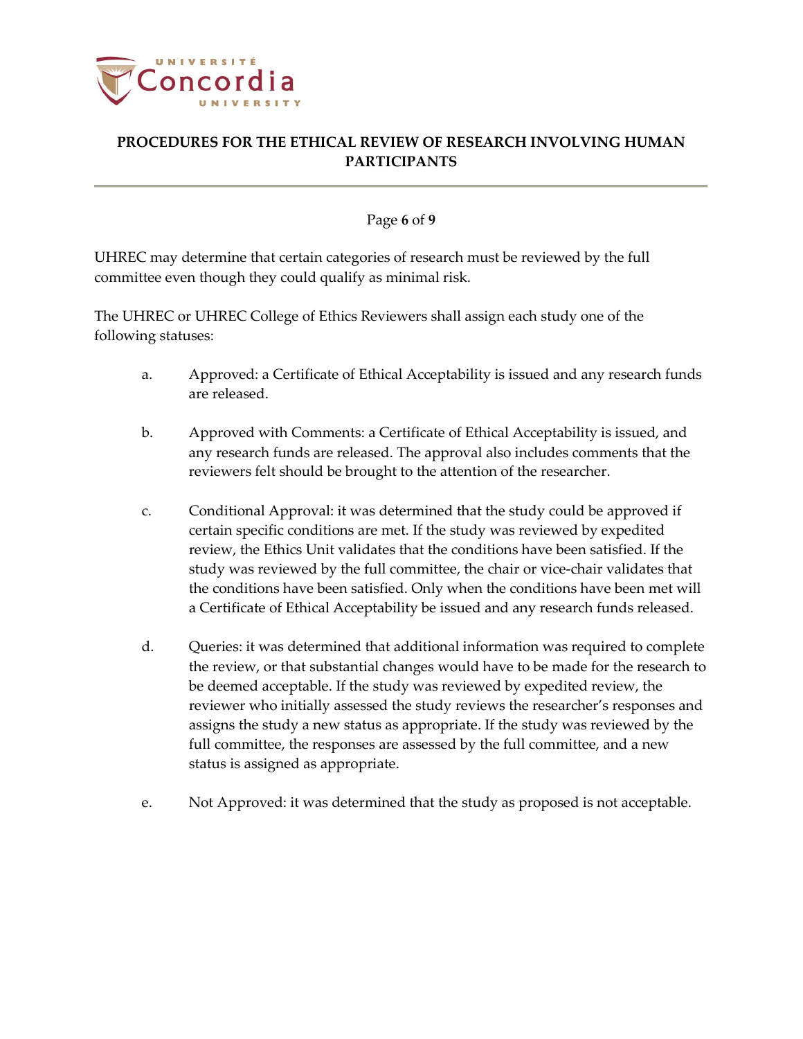UHREC may determine that certain categories of research must be reviewed by the full committee even though they could qualify as minimal risk.

The UHREC or UHREC College of Ethics Reviewers shall assign each study one of the following statuses:

a. Approved: a Certificate of Ethical Acceptability is issued and any research funds are released.

b. Approved with Comments: a Certificate of Ethical Acceptability is issued, and any research funds are released. The approval also includes comments that the reviewers felt should be brought to the attention of the researcher.

c. Conditional Approval: it was determined that the study could be approved if certain specific conditions are met. If the study was reviewed by expedited review, the Ethics Unit validates that the conditions have been satisfied. If the study was reviewed by the full committee, the chair or vice-chair validates that the conditions have been satisfied. Only when the conditions have been met will a Certificate of Ethical Acceptability be issued and any research funds released.

d. Queries: it was determined that additional information was required to complete the review, or that substantial changes would have to be made for the research to be deemed acceptable. If the study was reviewed by expedited review, the reviewer who initially assessed the study reviews the researcher's responses and assigns the study a new status as appropriate. If the study was reviewed by the full committee, the responses are assessed by the full committee, and a new status is assigned as appropriate.

e. Not Approved: it was determined that the study as proposed is not acceptable.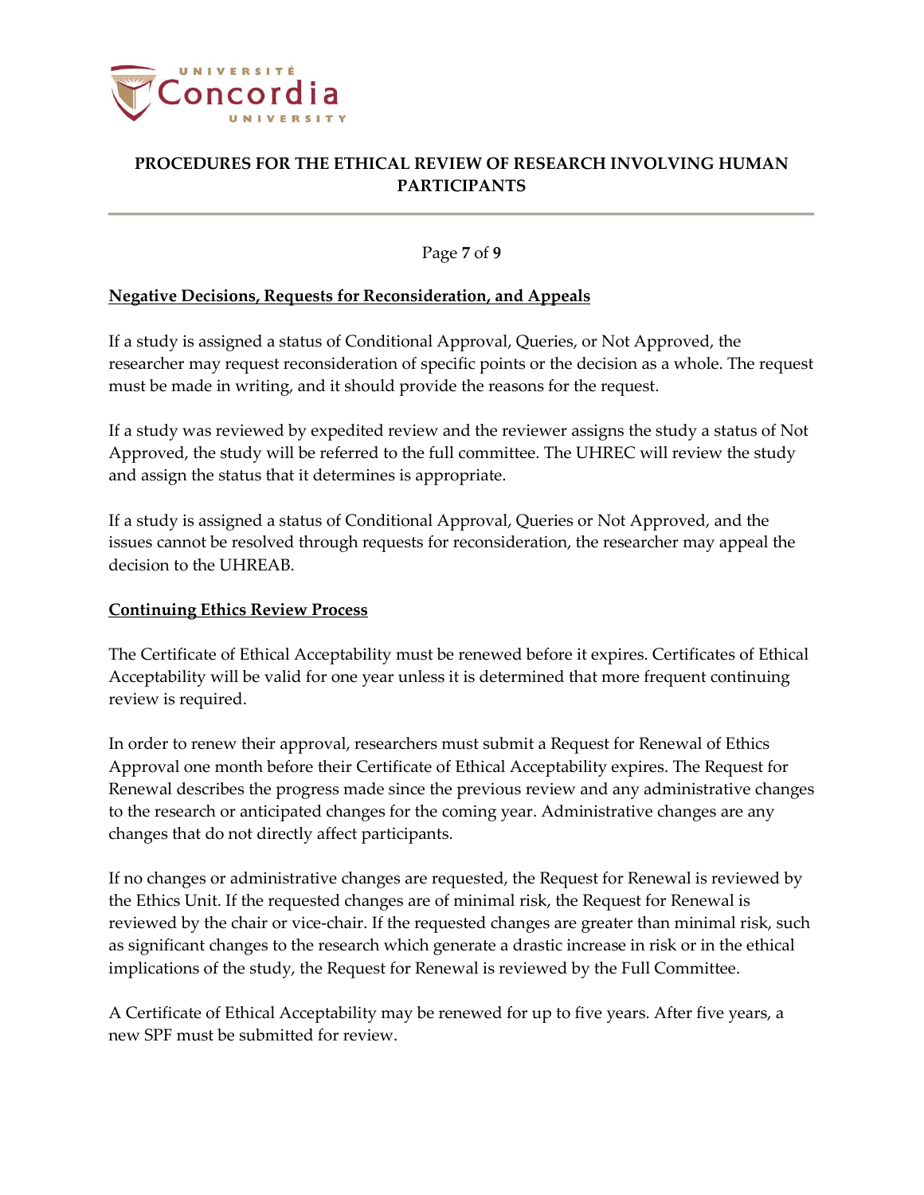## Negative Decisions, Requests for Reconsideration, and Appeals

If a study is assigned a status of Conditional Approval, Queries, or Not Approved, the researcher may request reconsideration of specific points or the decision as a whole. The request must be made in writing, and it should provide the reasons for the request.

If a study was reviewed by expedited review and the reviewer assigns the study a status of Not Approved, the study will be referred to the full committee. The UHREC will review the study and assign the status that it determines is appropriate.

If a study is assigned a status of Conditional Approval, Queries or Not Approved, and the issues cannot be resolved through requests for reconsideration, the researcher may appeal the decision to the UHREAB.

## Continuing Ethics Review Process

The Certificate of Ethical Acceptability must be renewed before it expires. Certificates of Ethical Acceptability will be valid for one year unless it is determined that more frequent continuing review is required.

In order to renew their approval, researchers must submit a Request for Renewal of Ethics Approval one month before their Certificate of Ethical Acceptability expires. The Request for Renewal describes the progress made since the previous review and any administrative changes to the research or anticipated changes for the coming year. Administrative changes are any changes that do not directly affect participants.

If no changes or administrative changes are requested, the Request for Renewal is reviewed by the Ethics Unit. If the requested changes are of minimal risk, the Request for Renewal is reviewed by the chair or vice-chair. If the requested changes are greater than minimal risk, such as significant changes to the research which generate a drastic increase in risk or in the ethical implications of the study, the Request for Renewal is reviewed by the Full Committee.

A Certificate of Ethical Acceptability may be renewed for up to five years. After five years, a new SPF must be submitted for review.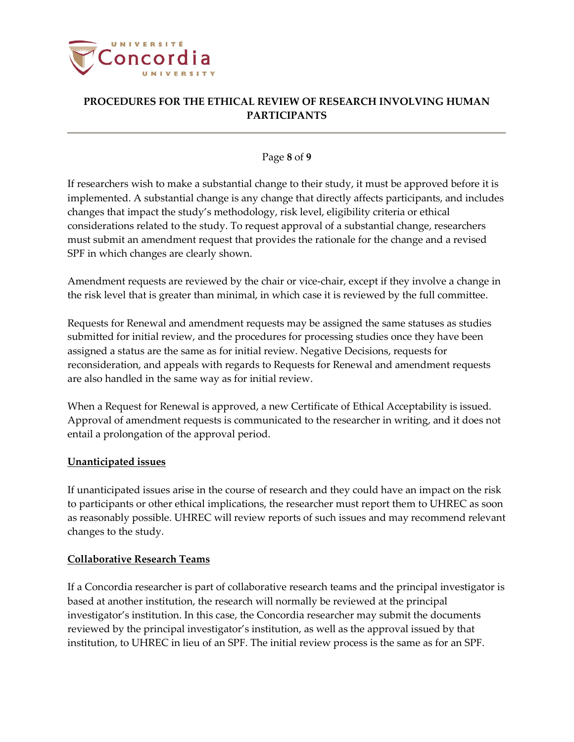If researchers wish to make a substantial change to their study, it must be approved before it is implemented. A substantial change is any change that directly affects participants, and includes changes that impact the study's methodology, risk level, eligibility criteria or ethical considerations related to the study. To request approval of a substantial change, researchers must submit an amendment request that provides the rationale for the change and a revised SPF in which changes are clearly shown.

Amendment requests are reviewed by the chair or vice-chair, except if they involve a change in the risk level that is greater than minimal, in which case it is reviewed by the full committee.

Requests for Renewal and amendment requests may be assigned the same statuses as studies submitted for initial review, and the procedures for processing studies once they have been assigned a status are the same as for initial review. Negative Decisions, requests for reconsideration, and appeals with regards to Requests for Renewal and amendment requests are also handled in the same way as for initial review.

When a Request for Renewal is approved, a new Certificate of Ethical Acceptability is issued. Approval of amendment requests is communicated to the researcher in writing, and it does not entail a prolongation of the approval period.

## Unanticipated issues

If unanticipated issues arise in the course of research and they could have an impact on the risk to participants or other ethical implications, the researcher must report them to UHREC as soon as reasonably possible. UHREC will review reports of such issues and may recommend relevant changes to the study.

## Collaborative Research Teams

If a Concordia researcher is part of collaborative research teams and the principal investigator is based at another institution, the research will normally be reviewed at the principal investigator's institution. In this case, the Concordia researcher may submit the documents reviewed by the principal investigator's institution, as well as the approval issued by that institution, to UHREC in lieu of an SPF. The initial review process is the same as for an SPF.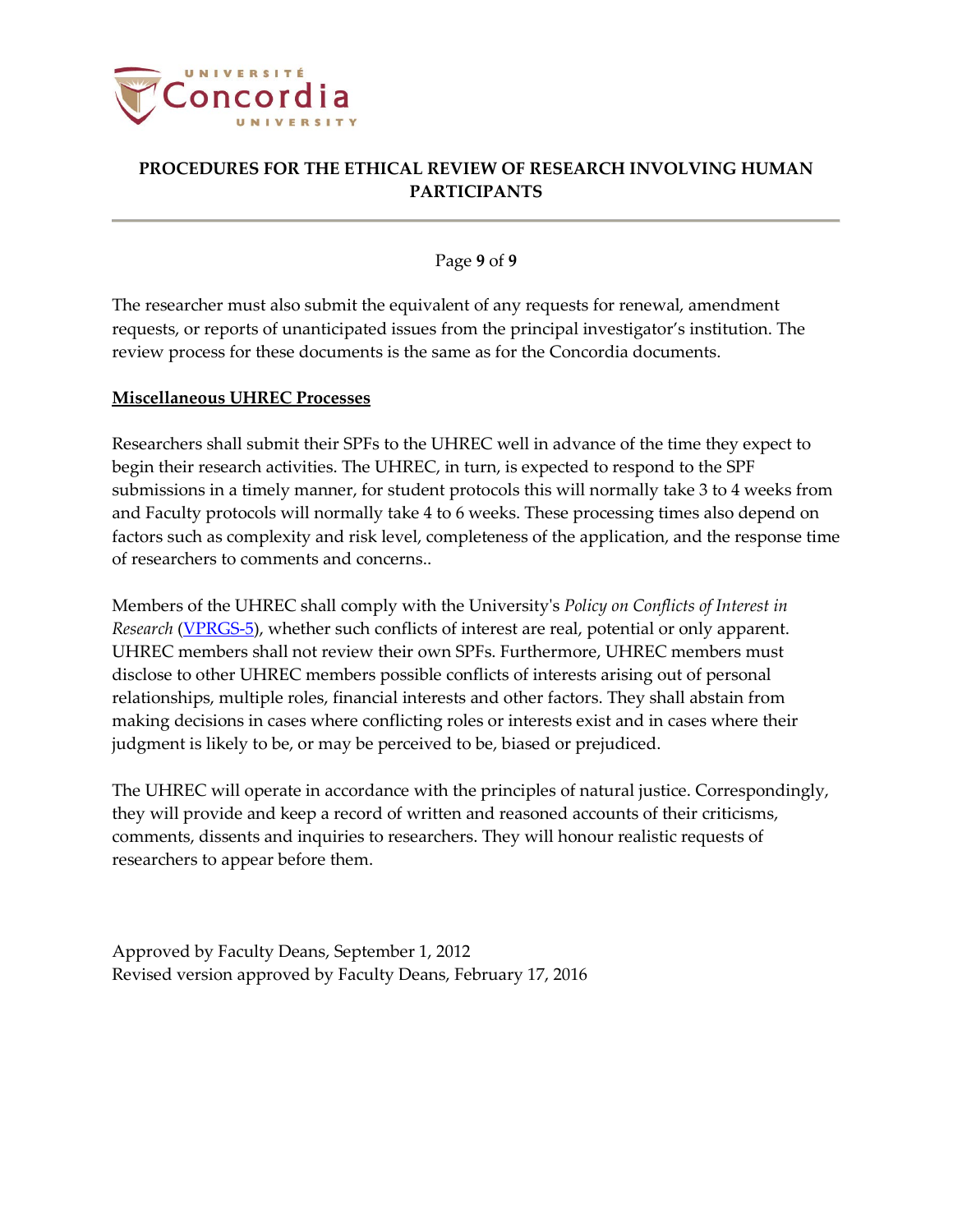The researcher must also submit the equivalent of any requests for renewal, amendment requests, or reports of unanticipated issues from the principal investigator's institution. The review process for these documents is the same as for the Concordia documents.

**Miscellaneous UHREC Processes**

Researchers shall submit their SPFs to the UHREC well in advance of the time they expect to begin their research activities. The UHREC, in turn, is expected to respond to the SPF submissions in a timely manner, for student protocols this will normally take 3 to 4 weeks from and Faculty protocols will normally take 4 to 6 weeks. These processing times also depend on factors such as complexity and risk level, completeness of the application, and the response time of researchers to comments and concerns..

Members of the UHREC shall comply with the University's *Policy on Conflicts of Interest in Research* (VPRGS-5), whether such conflicts of interest are real, potential or only apparent. UHREC members shall not review their own SPFs. Furthermore, UHREC members must disclose to other UHREC members possible conflicts of interests arising out of personal relationships, multiple roles, financial interests and other factors. They shall abstain from making decisions in cases where conflicting roles or interests exist and in cases where their judgment is likely to be, or may be perceived to be, biased or prejudiced.

The UHREC will operate in accordance with the principles of natural justice. Correspondingly, they will provide and keep a record of written and reasoned accounts of their criticisms, comments, dissents and inquiries to researchers. They will honour realistic requests of researchers to appear before them.

Approved by Faculty Deans, September 1, 2012
Revised version approved by Faculty Deans, February 17, 2016